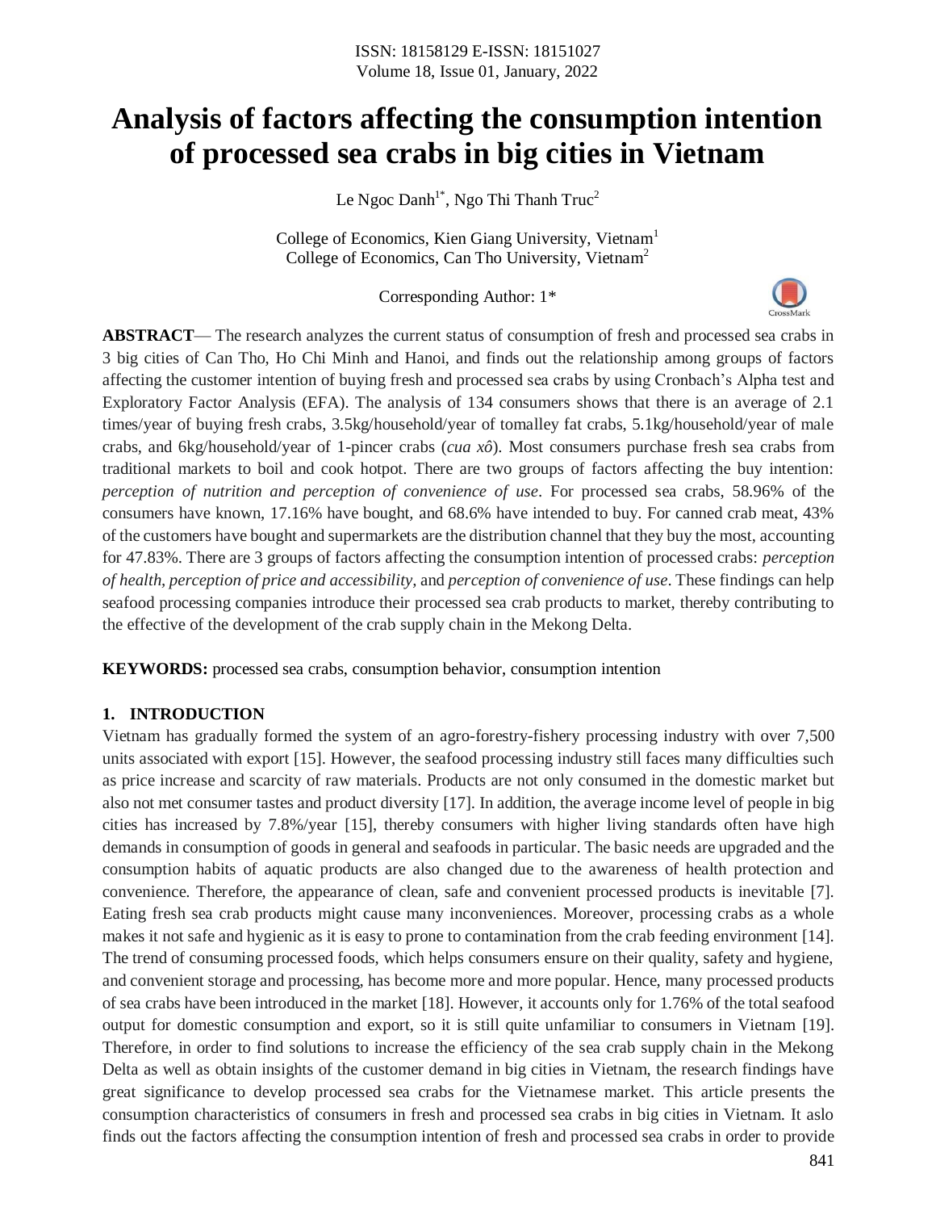# Analysis of factors affecting the consumption intention of processed sea crabs in big cities in Vietnam

Le Ngoc Danh[1*], Ngo Thi Thanh Truc[2]

College of Economics, Kien Giang University, Vietnam[1]
College of Economics, Can Tho University, Vietnam[2]

Corresponding Author: 1*

**ABSTRACT**— The research analyzes the current status of consumption of fresh and processed sea crabs in 3 big cities of Can Tho, Ho Chi Minh and Hanoi, and finds out the relationship among groups of factors affecting the customer intention of buying fresh and processed sea crabs by using Cronbach's Alpha test and Exploratory Factor Analysis (EFA). The analysis of 134 consumers shows that there is an average of 2.1 times/year of buying fresh crabs, 3.5kg/household/year of tomalley fat crabs, 5.1kg/household/year of male crabs, and 6kg/household/year of 1-pincer crabs (*cua xô*). Most consumers purchase fresh sea crabs from traditional markets to boil and cook hotpot. There are two groups of factors affecting the buy intention: *perception of nutrition and perception of convenience of use*. For processed sea crabs, 58.96% of the consumers have known, 17.16% have bought, and 68.6% have intended to buy. For canned crab meat, 43% of the customers have bought and supermarkets are the distribution channel that they buy the most, accounting for 47.83%. There are 3 groups of factors affecting the consumption intention of processed crabs: *perception of health, perception of price and accessibility,* and *perception of convenience of use*. These findings can help seafood processing companies introduce their processed sea crab products to market, thereby contributing to the effective of the development of the crab supply chain in the Mekong Delta.

**KEYWORDS:** processed sea crabs, consumption behavior, consumption intention

## 1. INTRODUCTION

Vietnam has gradually formed the system of an agro-forestry-fishery processing industry with over 7,500 units associated with export [15]. However, the seafood processing industry still faces many difficulties such as price increase and scarcity of raw materials. Products are not only consumed in the domestic market but also not met consumer tastes and product diversity [17]. In addition, the average income level of people in big cities has increased by 7.8%/year [15], thereby consumers with higher living standards often have high demands in consumption of goods in general and seafoods in particular. The basic needs are upgraded and the consumption habits of aquatic products are also changed due to the awareness of health protection and convenience. Therefore, the appearance of clean, safe and convenient processed products is inevitable [7]. Eating fresh sea crab products might cause many inconveniences. Moreover, processing crabs as a whole makes it not safe and hygienic as it is easy to prone to contamination from the crab feeding environment [14]. The trend of consuming processed foods, which helps consumers ensure on their quality, safety and hygiene, and convenient storage and processing, has become more and more popular. Hence, many processed products of sea crabs have been introduced in the market [18]. However, it accounts only for 1.76% of the total seafood output for domestic consumption and export, so it is still quite unfamiliar to consumers in Vietnam [19]. Therefore, in order to find solutions to increase the efficiency of the sea crab supply chain in the Mekong Delta as well as obtain insights of the customer demand in big cities in Vietnam, the research findings have great significance to develop processed sea crabs for the Vietnamese market. This article presents the consumption characteristics of consumers in fresh and processed sea crabs in big cities in Vietnam. It aslo finds out the factors affecting the consumption intention of fresh and processed sea crabs in order to provide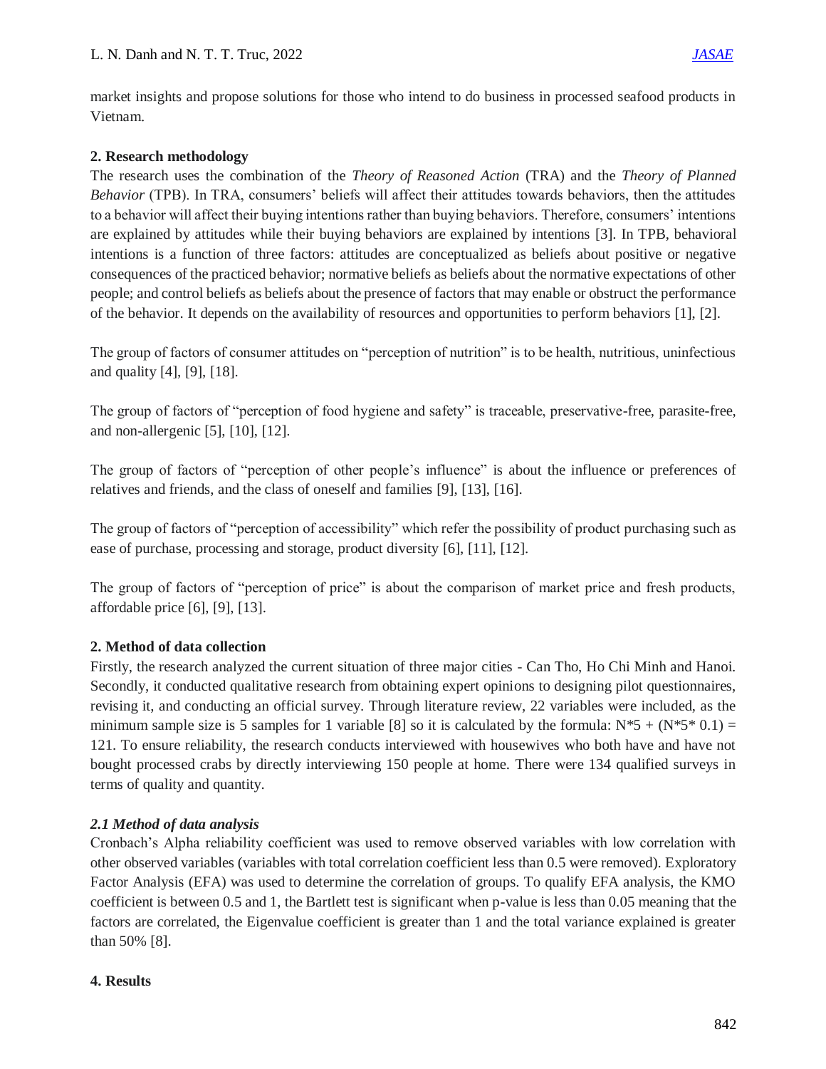market insights and propose solutions for those who intend to do business in processed seafood products in Vietnam.

## 2. Research methodology

The research uses the combination of the *Theory of Reasoned Action* (TRA) and the *Theory of Planned Behavior* (TPB). In TRA, consumers' beliefs will affect their attitudes towards behaviors, then the attitudes to a behavior will affect their buying intentions rather than buying behaviors. Therefore, consumers' intentions are explained by attitudes while their buying behaviors are explained by intentions [3]. In TPB, behavioral intentions is a function of three factors: attitudes are conceptualized as beliefs about positive or negative consequences of the practiced behavior; normative beliefs as beliefs about the normative expectations of other people; and control beliefs as beliefs about the presence of factors that may enable or obstruct the performance of the behavior. It depends on the availability of resources and opportunities to perform behaviors [1], [2].

The group of factors of consumer attitudes on "perception of nutrition" is to be health, nutritious, uninfectious and quality [4], [9], [18].

The group of factors of "perception of food hygiene and safety" is traceable, preservative-free, parasite-free, and non-allergenic [5], [10], [12].

The group of factors of "perception of other people's influence" is about the influence or preferences of relatives and friends, and the class of oneself and families [9], [13], [16].

The group of factors of "perception of accessibility" which refer the possibility of product purchasing such as ease of purchase, processing and storage, product diversity [6], [11], [12].

The group of factors of "perception of price" is about the comparison of market price and fresh products, affordable price [6], [9], [13].

## 2. Method of data collection

Firstly, the research analyzed the current situation of three major cities - Can Tho, Ho Chi Minh and Hanoi. Secondly, it conducted qualitative research from obtaining expert opinions to designing pilot questionnaires, revising it, and conducting an official survey. Through literature review, 22 variables were included, as the minimum sample size is 5 samples for 1 variable [8] so it is calculated by the formula: $N*5 + (N*5*0.1) = 121$. To ensure reliability, the research conducts interviewed with housewives who both have and have not bought processed crabs by directly interviewing 150 people at home. There were 134 qualified surveys in terms of quality and quantity.

### *2.1 Method of data analysis*

Cronbach's Alpha reliability coefficient was used to remove observed variables with low correlation with other observed variables (variables with total correlation coefficient less than 0.5 were removed). Exploratory Factor Analysis (EFA) was used to determine the correlation of groups. To qualify EFA analysis, the KMO coefficient is between 0.5 and 1, the Bartlett test is significant when p-value is less than 0.05 meaning that the factors are correlated, the Eigenvalue coefficient is greater than 1 and the total variance explained is greater than 50% [8].

## 4. Results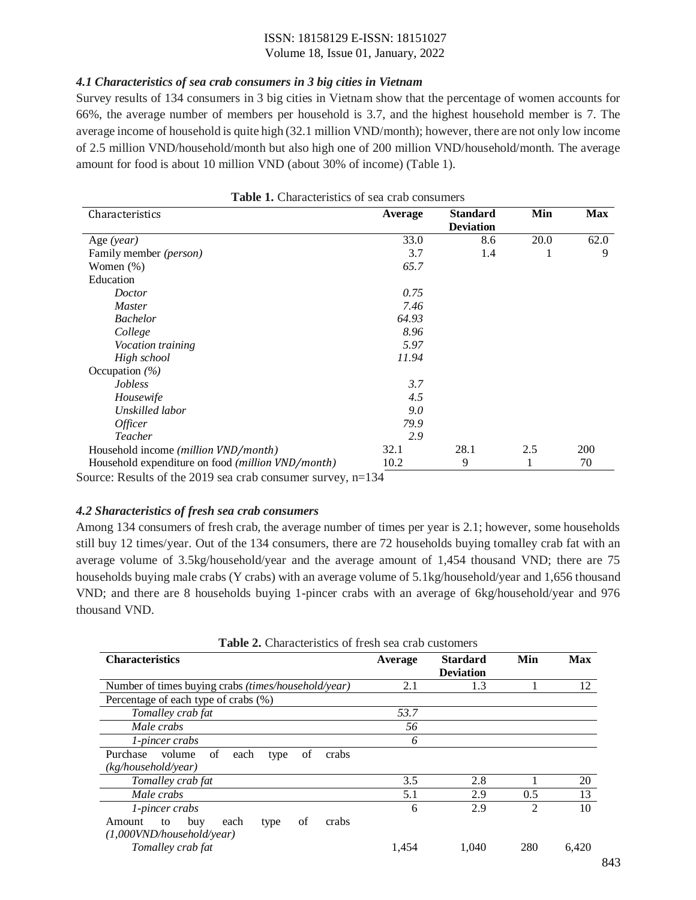### *4.1 Characteristics of sea crab consumers in 3 big cities in Vietnam*

Survey results of 134 consumers in 3 big cities in Vietnam show that the percentage of women accounts for 66%, the average number of members per household is 3.7, and the highest household member is 7. The average income of household is quite high (32.1 million VND/month); however, there are not only low income of 2.5 million VND/household/month but also high one of 200 million VND/household/month. The average amount for food is about 10 million VND (about 30% of income) (Table 1).

**Table 1.** Characteristics of sea crab consumers

| Characteristics | Average | Standard Deviation | Min | Max |
|---|---|---|---|---|
| Age *(year)* | 33.0 | 8.6 | 20.0 | 62.0 |
| Family member *(person)* | 3.7 | 1.4 | 1 | 9 |
| Women (%) | *65.7* | | | |
| Education | | | | |
| *Doctor* | *0.75* | | | |
| *Master* | *7.46* | | | |
| *Bachelor* | *64.93* | | | |
| *College* | *8.96* | | | |
| *Vocation training* | *5.97* | | | |
| *High school* | *11.94* | | | |
| Occupation *(%)* | | | | |
| *Jobless* | *3.7* | | | |
| *Housewife* | *4.5* | | | |
| *Unskilled labor* | *9.0* | | | |
| *Officer* | *79.9* | | | |
| *Teacher* | *2.9* | | | |
| Household income *(million VND/month)* | 32.1 | 28.1 | 2.5 | 200 |
| Household expenditure on food *(million VND/month)* | 10.2 | 9 | 1 | 70 |

Source: Results of the 2019 sea crab consumer survey, n=134

### *4.2 Sharacteristics of fresh sea crab consumers*

Among 134 consumers of fresh crab, the average number of times per year is 2.1; however, some households still buy 12 times/year. Out of the 134 consumers, there are 72 households buying tomalley crab fat with an average volume of 3.5kg/household/year and the average amount of 1,454 thousand VND; there are 75 households buying male crabs (Y crabs) with an average volume of 5.1kg/household/year and 1,656 thousand VND; and there are 8 households buying 1-pincer crabs with an average of 6kg/household/year and 976 thousand VND.

**Table 2.** Characteristics of fresh sea crab customers

| Characteristics | Average | Stardard Deviation | Min | Max |
|---|---|---|---|---|
| Number of times buying crabs *(times/household/year)* | 2.1 | 1.3 | 1 | 12 |
| Percentage of each type of crabs (%) | | | | |
| *Tomalley crab fat* | *53.7* | | | |
| *Male crabs* | *56* | | | |
| *1-pincer crabs* | *6* | | | |
| Purchase volume of each type of crabs *(kg/household/year)* | | | | |
| *Tomalley crab fat* | 3.5 | 2.8 | 1 | 20 |
| *Male crabs* | 5.1 | 2.9 | 0.5 | 13 |
| *1-pincer crabs* | 6 | 2.9 | 2 | 10 |
| Amount to buy each type of crabs *(1,000VND/household/year)* | | | | |
| *Tomalley crab fat* | 1,454 | 1,040 | 280 | 6,420 |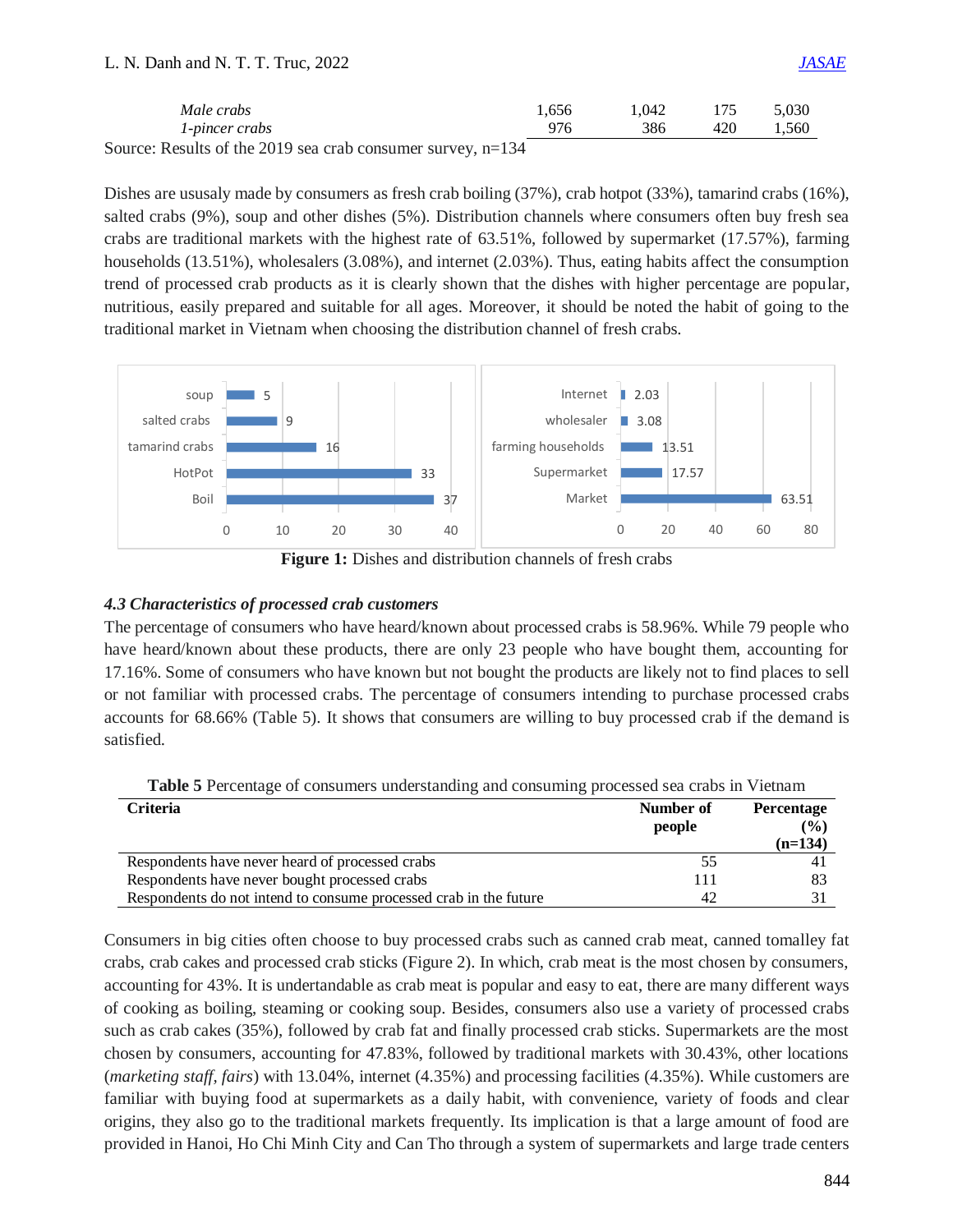| | | | | |
|---|---|---|---|---|
| *Male crabs* | 1,656 | 1,042 | 175 | 5,030 |
| *1-pincer crabs* | 976 | 386 | 420 | 1,560 |

Source: Results of the 2019 sea crab consumer survey, n=134

Dishes are ususaly made by consumers as fresh crab boiling (37%), crab hotpot (33%), tamarind crabs (16%), salted crabs (9%), soup and other dishes (5%). Distribution channels where consumers often buy fresh sea crabs are traditional markets with the highest rate of 63.51%, followed by supermarket (17.57%), farming households (13.51%), wholesalers (3.08%), and internet (2.03%). Thus, eating habits affect the consumption trend of processed crab products as it is clearly shown that the dishes with higher percentage are popular, nutritious, easily prepared and suitable for all ages. Moreover, it should be noted the habit of going to the traditional market in Vietnam when choosing the distribution channel of fresh crabs.

| Dish | % |
|---|---|
| soup | 5 |
| salted crabs | 9 |
| tamarind crabs | 16 |
| HotPot | 33 |
| Boil | 37 |

| Distribution channel | % |
|---|---|
| Internet | 2.03 |
| wholesaler | 3.08 |
| farming households | 13.51 |
| Supermarket | 17.57 |
| Market | 63.51 |

**Figure 1:** Dishes and distribution channels of fresh crabs

### *4.3 Characteristics of processed crab customers*

The percentage of consumers who have heard/known about processed crabs is 58.96%. While 79 people who have heard/known about these products, there are only 23 people who have bought them, accounting for 17.16%. Some of consumers who have known but not bought the products are likely not to find places to sell or not familiar with processed crabs. The percentage of consumers intending to purchase processed crabs accounts for 68.66% (Table 5). It shows that consumers are willing to buy processed crab if the demand is satisfied.

**Table 5** Percentage of consumers understanding and consuming processed sea crabs in Vietnam

| Criteria | Number of people | Percentage (%) (n=134) |
|---|---|---|
| Respondents have never heard of processed crabs | 55 | 41 |
| Respondents have never bought processed crabs | 111 | 83 |
| Respondents do not intend to consume processed crab in the future | 42 | 31 |

Consumers in big cities often choose to buy processed crabs such as canned crab meat, canned tomalley fat crabs, crab cakes and processed crab sticks (Figure 2). In which, crab meat is the most chosen by consumers, accounting for 43%. It is undertandable as crab meat is popular and easy to eat, there are many different ways of cooking as boiling, steaming or cooking soup. Besides, consumers also use a variety of processed crabs such as crab cakes (35%), followed by crab fat and finally processed crab sticks. Supermarkets are the most chosen by consumers, accounting for 47.83%, followed by traditional markets with 30.43%, other locations (*marketing staff, fairs*) with 13.04%, internet (4.35%) and processing facilities (4.35%). While customers are familiar with buying food at supermarkets as a daily habit, with convenience, variety of foods and clear origins, they also go to the traditional markets frequently. Its implication is that a large amount of food are provided in Hanoi, Ho Chi Minh City and Can Tho through a system of supermarkets and large trade centers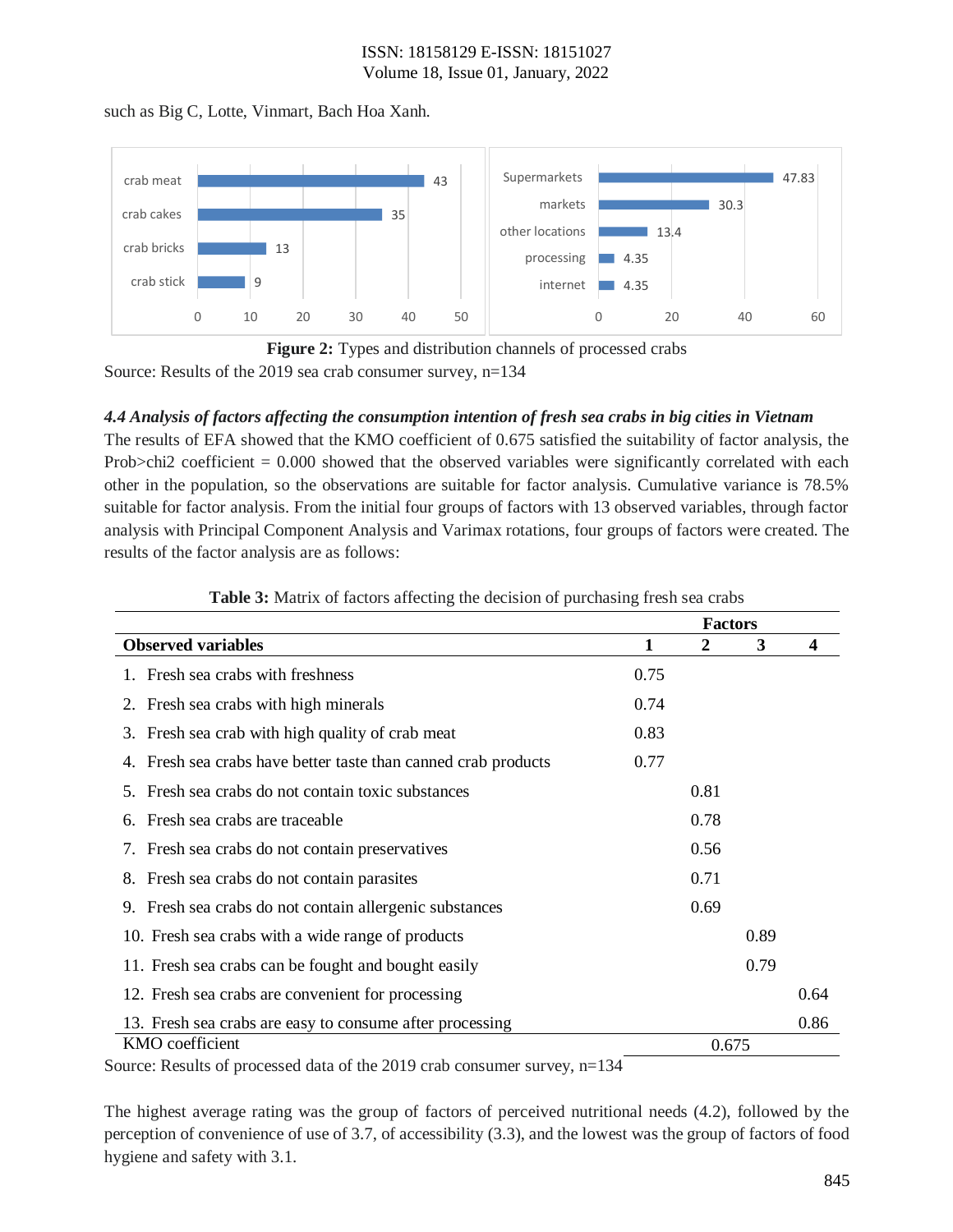such as Big C, Lotte, Vinmart, Bach Hoa Xanh.

**Figure 2:** Types and distribution channels of processed crabs

Source: Results of the 2019 sea crab consumer survey, n=134

### *4.4 Analysis of factors affecting the consumption intention of fresh sea crabs in big cities in Vietnam*

The results of EFA showed that the KMO coefficient of 0.675 satisfied the suitability of factor analysis, the Prob>chi2 coefficient = 0.000 showed that the observed variables were significantly correlated with each other in the population, so the observations are suitable for factor analysis. Cumulative variance is 78.5% suitable for factor analysis. From the initial four groups of factors with 13 observed variables, through factor analysis with Principal Component Analysis and Varimax rotations, four groups of factors were created. The results of the factor analysis are as follows:

**Table 3:** Matrix of factors affecting the decision of purchasing fresh sea crabs

| | Factors | | | |
|---|---|---|---|---|
| **Observed variables** | **1** | **2** | **3** | **4** |
| 1. Fresh sea crabs with freshness | 0.75 | | | |
| 2. Fresh sea crabs with high minerals | 0.74 | | | |
| 3. Fresh sea crab with high quality of crab meat | 0.83 | | | |
| 4. Fresh sea crabs have better taste than canned crab products | 0.77 | | | |
| 5. Fresh sea crabs do not contain toxic substances | | 0.81 | | |
| 6. Fresh sea crabs are traceable | | 0.78 | | |
| 7. Fresh sea crabs do not contain preservatives | | 0.56 | | |
| 8. Fresh sea crabs do not contain parasites | | 0.71 | | |
| 9. Fresh sea crabs do not contain allergenic substances | | 0.69 | | |
| 10. Fresh sea crabs with a wide range of products | | | 0.89 | |
| 11. Fresh sea crabs can be fought and bought easily | | | 0.79 | |
| 12. Fresh sea crabs are convenient for processing | | | | 0.64 |
| 13. Fresh sea crabs are easy to consume after processing | | | | 0.86 |
| KMO coefficient | 0.675 | | | |

Source: Results of processed data of the 2019 crab consumer survey, n=134

The highest average rating was the group of factors of perceived nutritional needs (4.2), followed by the perception of convenience of use of 3.7, of accessibility (3.3), and the lowest was the group of factors of food hygiene and safety with 3.1.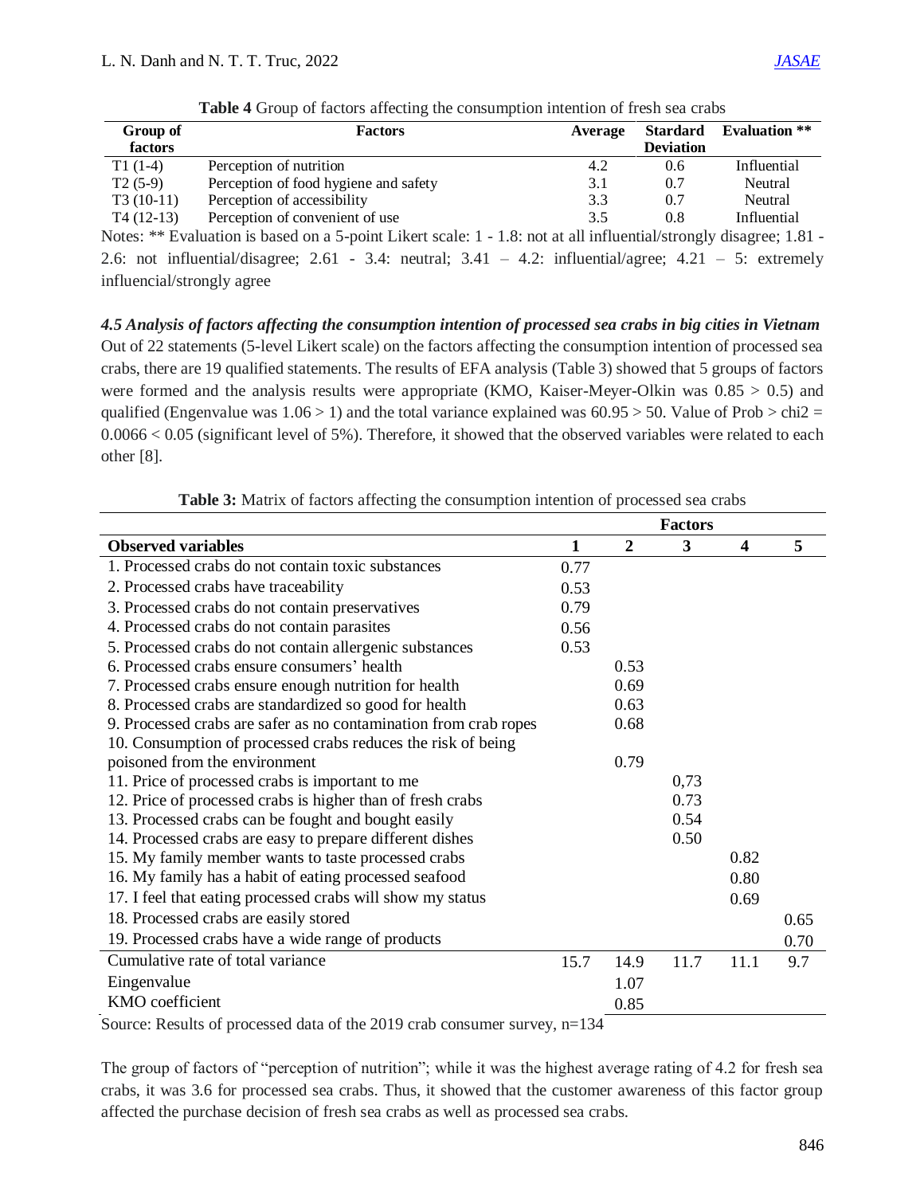**Table 4** Group of factors affecting the consumption intention of fresh sea crabs

| Group of factors | Factors | Average | Stardard Deviation | Evaluation ** |
|---|---|---|---|---|
| T1 (1-4) | Perception of nutrition | 4.2 | 0.6 | Influential |
| T2 (5-9) | Perception of food hygiene and safety | 3.1 | 0.7 | Neutral |
| T3 (10-11) | Perception of accessibility | 3.3 | 0.7 | Neutral |
| T4 (12-13) | Perception of convenient of use | 3.5 | 0.8 | Influential |

Notes: ** Evaluation is based on a 5-point Likert scale: 1 - 1.8: not at all influential/strongly disagree; 1.81 - 2.6: not influential/disagree; 2.61 - 3.4: neutral; 3.41 – 4.2: influential/agree; 4.21 – 5: extremely influencial/strongly agree

### *4.5 Analysis of factors affecting the consumption intention of processed sea crabs in big cities in Vietnam*

Out of 22 statements (5-level Likert scale) on the factors affecting the consumption intention of processed sea crabs, there are 19 qualified statements. The results of EFA analysis (Table 3) showed that 5 groups of factors were formed and the analysis results were appropriate (KMO, Kaiser-Meyer-Olkin was 0.85 > 0.5) and qualified (Engenvalue was 1.06 > 1) and the total variance explained was 60.95 > 50. Value of Prob > chi2 = 0.0066 < 0.05 (significant level of 5%). Therefore, it showed that the observed variables were related to each other [8].

**Table 3:** Matrix of factors affecting the consumption intention of processed sea crabs

| | Factors | | | | |
|---|---|---|---|---|---|
| **Observed variables** | **1** | **2** | **3** | **4** | **5** |
| 1. Processed crabs do not contain toxic substances | 0.77 | | | | |
| 2. Processed crabs have traceability | 0.53 | | | | |
| 3. Processed crabs do not contain preservatives | 0.79 | | | | |
| 4. Processed crabs do not contain parasites | 0.56 | | | | |
| 5. Processed crabs do not contain allergenic substances | 0.53 | | | | |
| 6. Processed crabs ensure consumers' health | | 0.53 | | | |
| 7. Processed crabs ensure enough nutrition for health | | 0.69 | | | |
| 8. Processed crabs are standardized so good for health | | 0.63 | | | |
| 9. Processed crabs are safer as no contamination from crab ropes | | 0.68 | | | |
| 10. Consumption of processed crabs reduces the risk of being poisoned from the environment | | 0.79 | | | |
| 11. Price of processed crabs is important to me | | | 0,73 | | |
| 12. Price of processed crabs is higher than of fresh crabs | | | 0.73 | | |
| 13. Processed crabs can be fought and bought easily | | | 0.54 | | |
| 14. Processed crabs are easy to prepare different dishes | | | 0.50 | | |
| 15. My family member wants to taste processed crabs | | | | 0.82 | |
| 16. My family has a habit of eating processed seafood | | | | 0.80 | |
| 17. I feel that eating processed crabs will show my status | | | | 0.69 | |
| 18. Processed crabs are easily stored | | | | | 0.65 |
| 19. Processed crabs have a wide range of products | | | | | 0.70 |
| Cumulative rate of total variance | 15.7 | 14.9 | 11.7 | 11.1 | 9.7 |
| Eingenvalue | | 1.07 | | | |
| KMO coefficient | | 0.85 | | | |

Source: Results of processed data of the 2019 crab consumer survey, n=134

The group of factors of "perception of nutrition"; while it was the highest average rating of 4.2 for fresh sea crabs, it was 3.6 for processed sea crabs. Thus, it showed that the customer awareness of this factor group affected the purchase decision of fresh sea crabs as well as processed sea crabs.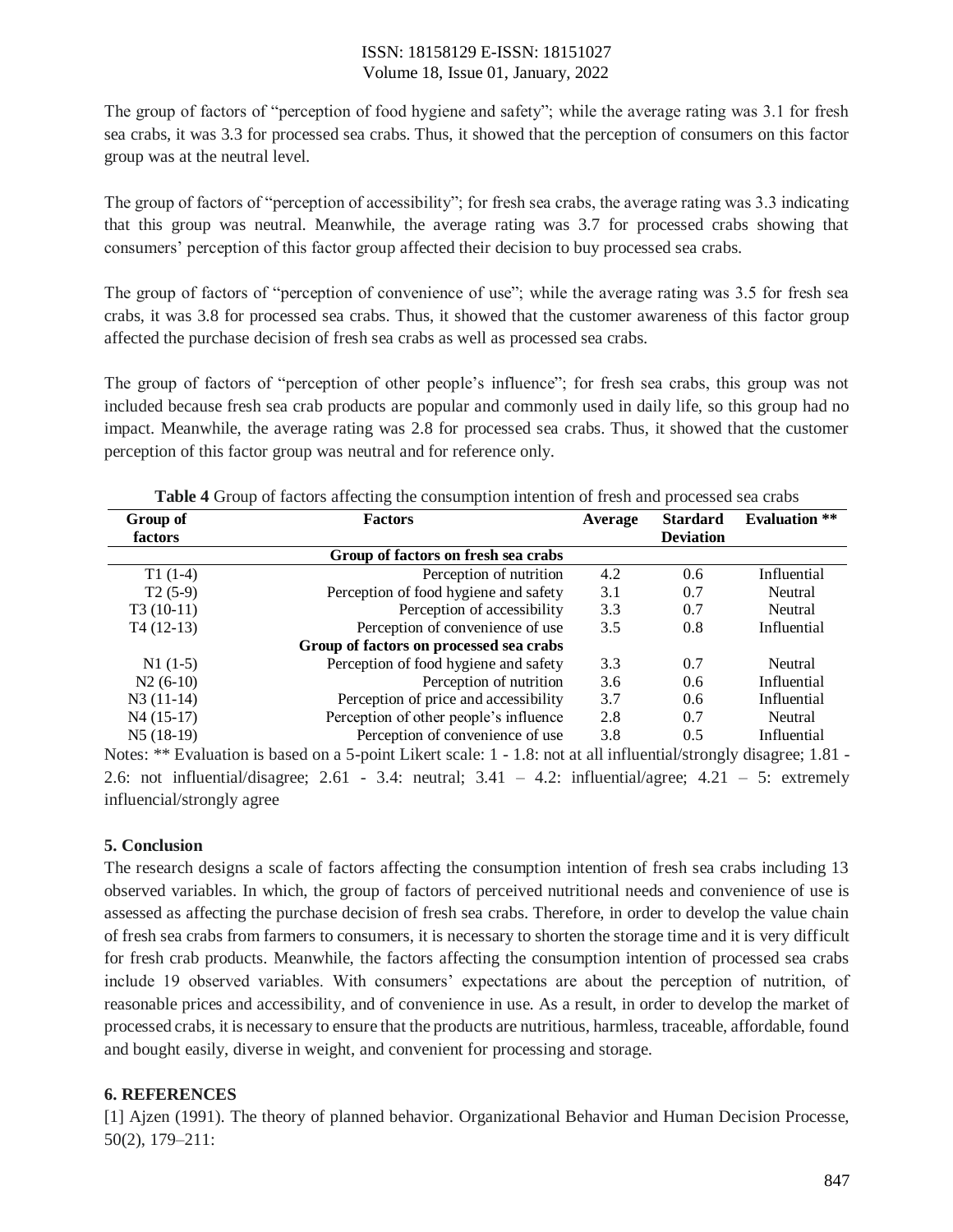The group of factors of "perception of food hygiene and safety"; while the average rating was 3.1 for fresh sea crabs, it was 3.3 for processed sea crabs. Thus, it showed that the perception of consumers on this factor group was at the neutral level.

The group of factors of "perception of accessibility"; for fresh sea crabs, the average rating was 3.3 indicating that this group was neutral. Meanwhile, the average rating was 3.7 for processed crabs showing that consumers' perception of this factor group affected their decision to buy processed sea crabs.

The group of factors of "perception of convenience of use"; while the average rating was 3.5 for fresh sea crabs, it was 3.8 for processed sea crabs. Thus, it showed that the customer awareness of this factor group affected the purchase decision of fresh sea crabs as well as processed sea crabs.

The group of factors of "perception of other people's influence"; for fresh sea crabs, this group was not included because fresh sea crab products are popular and commonly used in daily life, so this group had no impact. Meanwhile, the average rating was 2.8 for processed sea crabs. Thus, it showed that the customer perception of this factor group was neutral and for reference only.

**Table 4** Group of factors affecting the consumption intention of fresh and processed sea crabs

| Group of factors | Factors | Average | Stardard Deviation | Evaluation ** |
|---|---|---|---|---|
| | **Group of factors on fresh sea crabs** | | | |
| T1 (1-4) | Perception of nutrition | 4.2 | 0.6 | Influential |
| T2 (5-9) | Perception of food hygiene and safety | 3.1 | 0.7 | Neutral |
| T3 (10-11) | Perception of accessibility | 3.3 | 0.7 | Neutral |
| T4 (12-13) | Perception of convenience of use | 3.5 | 0.8 | Influential |
| | **Group of factors on processed sea crabs** | | | |
| N1 (1-5) | Perception of food hygiene and safety | 3.3 | 0.7 | Neutral |
| N2 (6-10) | Perception of nutrition | 3.6 | 0.6 | Influential |
| N3 (11-14) | Perception of price and accessibility | 3.7 | 0.6 | Influential |
| N4 (15-17) | Perception of other people's influence | 2.8 | 0.7 | Neutral |
| N5 (18-19) | Perception of convenience of use | 3.8 | 0.5 | Influential |

Notes: ** Evaluation is based on a 5-point Likert scale: 1 - 1.8: not at all influential/strongly disagree; 1.81 - 2.6: not influential/disagree; 2.61 - 3.4: neutral; 3.41 – 4.2: influential/agree; 4.21 – 5: extremely influencial/strongly agree

## 5. Conclusion

The research designs a scale of factors affecting the consumption intention of fresh sea crabs including 13 observed variables. In which, the group of factors of perceived nutritional needs and convenience of use is assessed as affecting the purchase decision of fresh sea crabs. Therefore, in order to develop the value chain of fresh sea crabs from farmers to consumers, it is necessary to shorten the storage time and it is very difficult for fresh crab products. Meanwhile, the factors affecting the consumption intention of processed sea crabs include 19 observed variables. With consumers' expectations are about the perception of nutrition, of reasonable prices and accessibility, and of convenience in use. As a result, in order to develop the market of processed crabs, it is necessary to ensure that the products are nutritious, harmless, traceable, affordable, found and bought easily, diverse in weight, and convenient for processing and storage.

## 6. REFERENCES

[1] Ajzen (1991). The theory of planned behavior. Organizational Behavior and Human Decision Processe, 50(2), 179–211: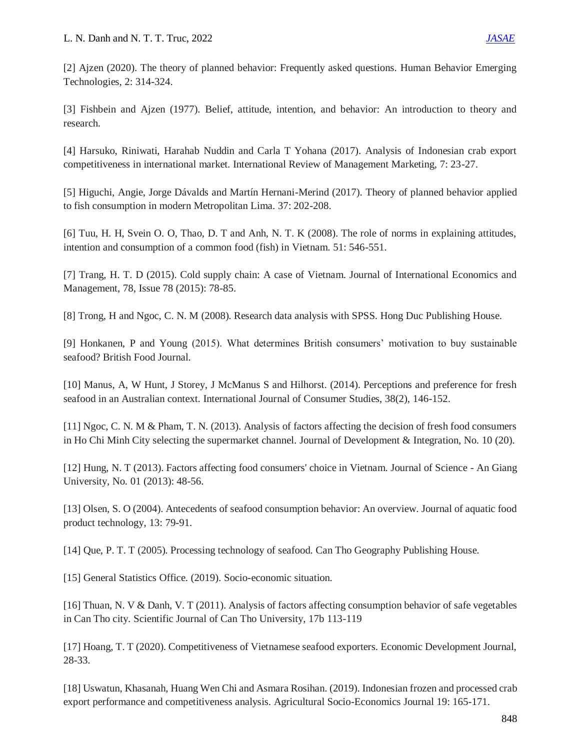[2] Ajzen (2020). The theory of planned behavior: Frequently asked questions. Human Behavior Emerging Technologies, 2: 314-324.

[3] Fishbein and Ajzen (1977). Belief, attitude, intention, and behavior: An introduction to theory and research.

[4] Harsuko, Riniwati, Harahab Nuddin and Carla T Yohana (2017). Analysis of Indonesian crab export competitiveness in international market. International Review of Management Marketing, 7: 23-27.

[5] Higuchi, Angie, Jorge Dávalds and Martín Hernani-Merind (2017). Theory of planned behavior applied to fish consumption in modern Metropolitan Lima. 37: 202-208.

[6] Tuu, H. H, Svein O. O, Thao, D. T and Anh, N. T. K (2008). The role of norms in explaining attitudes, intention and consumption of a common food (fish) in Vietnam. 51: 546-551.

[7] Trang, H. T. D (2015). Cold supply chain: A case of Vietnam. Journal of International Economics and Management, 78, Issue 78 (2015): 78-85.

[8] Trong, H and Ngoc, C. N. M (2008). Research data analysis with SPSS. Hong Duc Publishing House.

[9] Honkanen, P and Young (2015). What determines British consumers' motivation to buy sustainable seafood? British Food Journal.

[10] Manus, A, W Hunt, J Storey, J McManus S and Hilhorst. (2014). Perceptions and preference for fresh seafood in an Australian context. International Journal of Consumer Studies, 38(2), 146-152.

[11] Ngoc, C. N. M & Pham, T. N. (2013). Analysis of factors affecting the decision of fresh food consumers in Ho Chi Minh City selecting the supermarket channel. Journal of Development & Integration, No. 10 (20).

[12] Hung, N. T (2013). Factors affecting food consumers' choice in Vietnam. Journal of Science - An Giang University, No. 01 (2013): 48-56.

[13] Olsen, S. O (2004). Antecedents of seafood consumption behavior: An overview. Journal of aquatic food product technology, 13: 79-91.

[14] Que, P. T. T (2005). Processing technology of seafood. Can Tho Geography Publishing House.

[15] General Statistics Office. (2019). Socio-economic situation.

[16] Thuan, N. V & Danh, V. T (2011). Analysis of factors affecting consumption behavior of safe vegetables in Can Tho city. Scientific Journal of Can Tho University, 17b 113-119

[17] Hoang, T. T (2020). Competitiveness of Vietnamese seafood exporters. Economic Development Journal, 28-33.

[18] Uswatun, Khasanah, Huang Wen Chi and Asmara Rosihan. (2019). Indonesian frozen and processed crab export performance and competitiveness analysis. Agricultural Socio-Economics Journal 19: 165-171.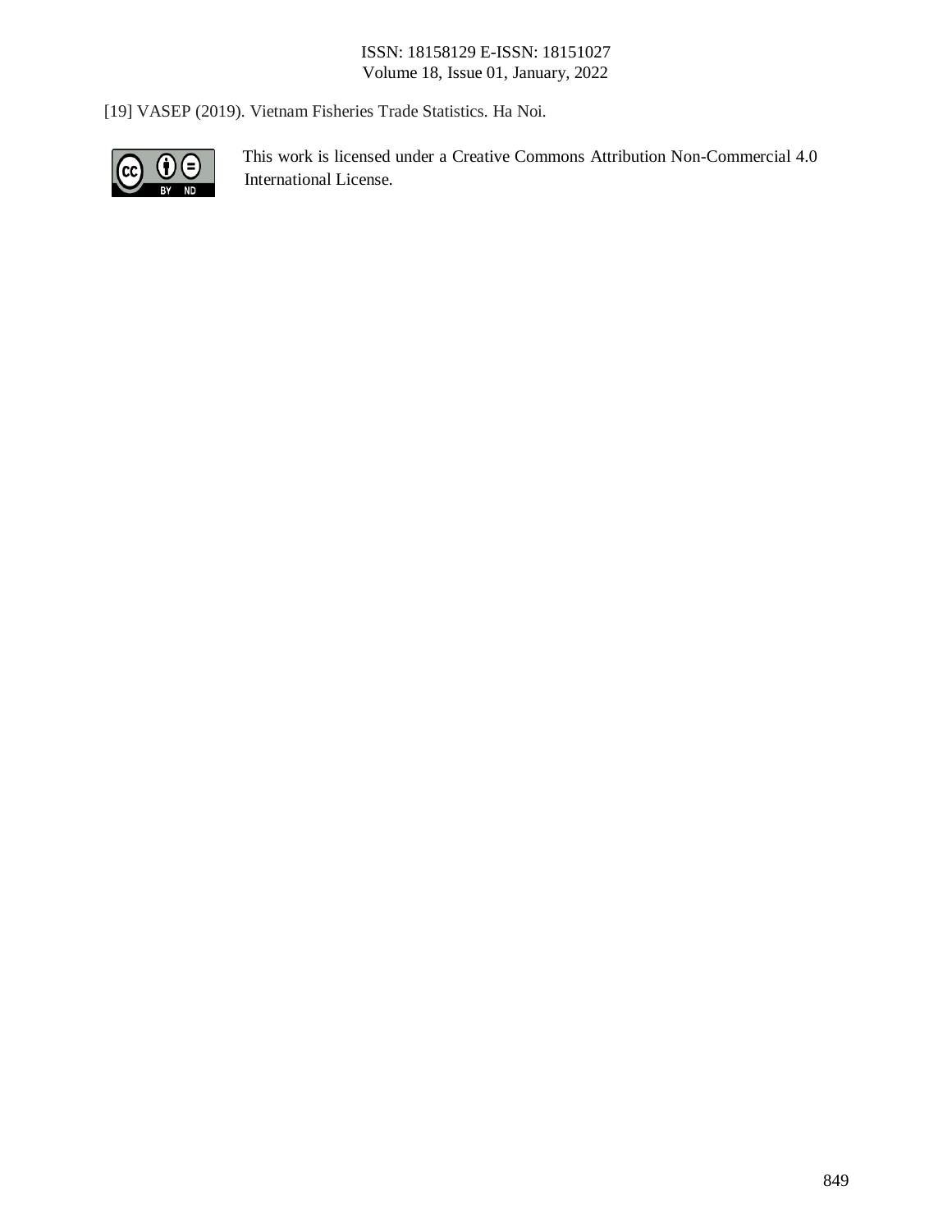[19] VASEP (2019). Vietnam Fisheries Trade Statistics. Ha Noi.

This work is licensed under a Creative Commons Attribution Non-Commercial 4.0 International License.